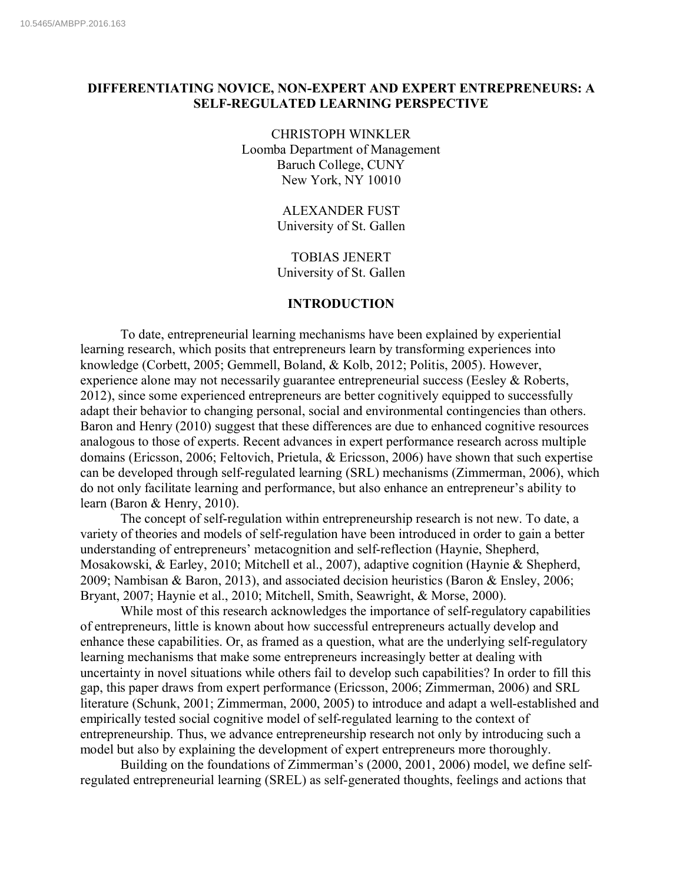10.5465/AMBPP.2016.163

# DIFFERENTIATING NOVICE, NON-EXPERT AND EXPERT ENTREPRENEURS: A SELF-REGULATED LEARNING PERSPECTIVE

CHRISTOPH WINKLER
Loomba Department of Management
Baruch College, CUNY
New York, NY 10010

ALEXANDER FUST
University of St. Gallen

TOBIAS JENERT
University of St. Gallen

## INTRODUCTION

To date, entrepreneurial learning mechanisms have been explained by experiential learning research, which posits that entrepreneurs learn by transforming experiences into knowledge (Corbett, 2005; Gemmell, Boland, & Kolb, 2012; Politis, 2005). However, experience alone may not necessarily guarantee entrepreneurial success (Eesley & Roberts, 2012), since some experienced entrepreneurs are better cognitively equipped to successfully adapt their behavior to changing personal, social and environmental contingencies than others. Baron and Henry (2010) suggest that these differences are due to enhanced cognitive resources analogous to those of experts. Recent advances in expert performance research across multiple domains (Ericsson, 2006; Feltovich, Prietula, & Ericsson, 2006) have shown that such expertise can be developed through self-regulated learning (SRL) mechanisms (Zimmerman, 2006), which do not only facilitate learning and performance, but also enhance an entrepreneur's ability to learn (Baron & Henry, 2010).

The concept of self-regulation within entrepreneurship research is not new. To date, a variety of theories and models of self-regulation have been introduced in order to gain a better understanding of entrepreneurs' metacognition and self-reflection (Haynie, Shepherd, Mosakowski, & Earley, 2010; Mitchell et al., 2007), adaptive cognition (Haynie & Shepherd, 2009; Nambisan & Baron, 2013), and associated decision heuristics (Baron & Ensley, 2006; Bryant, 2007; Haynie et al., 2010; Mitchell, Smith, Seawright, & Morse, 2000).

While most of this research acknowledges the importance of self-regulatory capabilities of entrepreneurs, little is known about how successful entrepreneurs actually develop and enhance these capabilities. Or, as framed as a question, what are the underlying self-regulatory learning mechanisms that make some entrepreneurs increasingly better at dealing with uncertainty in novel situations while others fail to develop such capabilities? In order to fill this gap, this paper draws from expert performance (Ericsson, 2006; Zimmerman, 2006) and SRL literature (Schunk, 2001; Zimmerman, 2000, 2005) to introduce and adapt a well-established and empirically tested social cognitive model of self-regulated learning to the context of entrepreneurship. Thus, we advance entrepreneurship research not only by introducing such a model but also by explaining the development of expert entrepreneurs more thoroughly.

Building on the foundations of Zimmerman's (2000, 2001, 2006) model, we define self-regulated entrepreneurial learning (SREL) as self-generated thoughts, feelings and actions that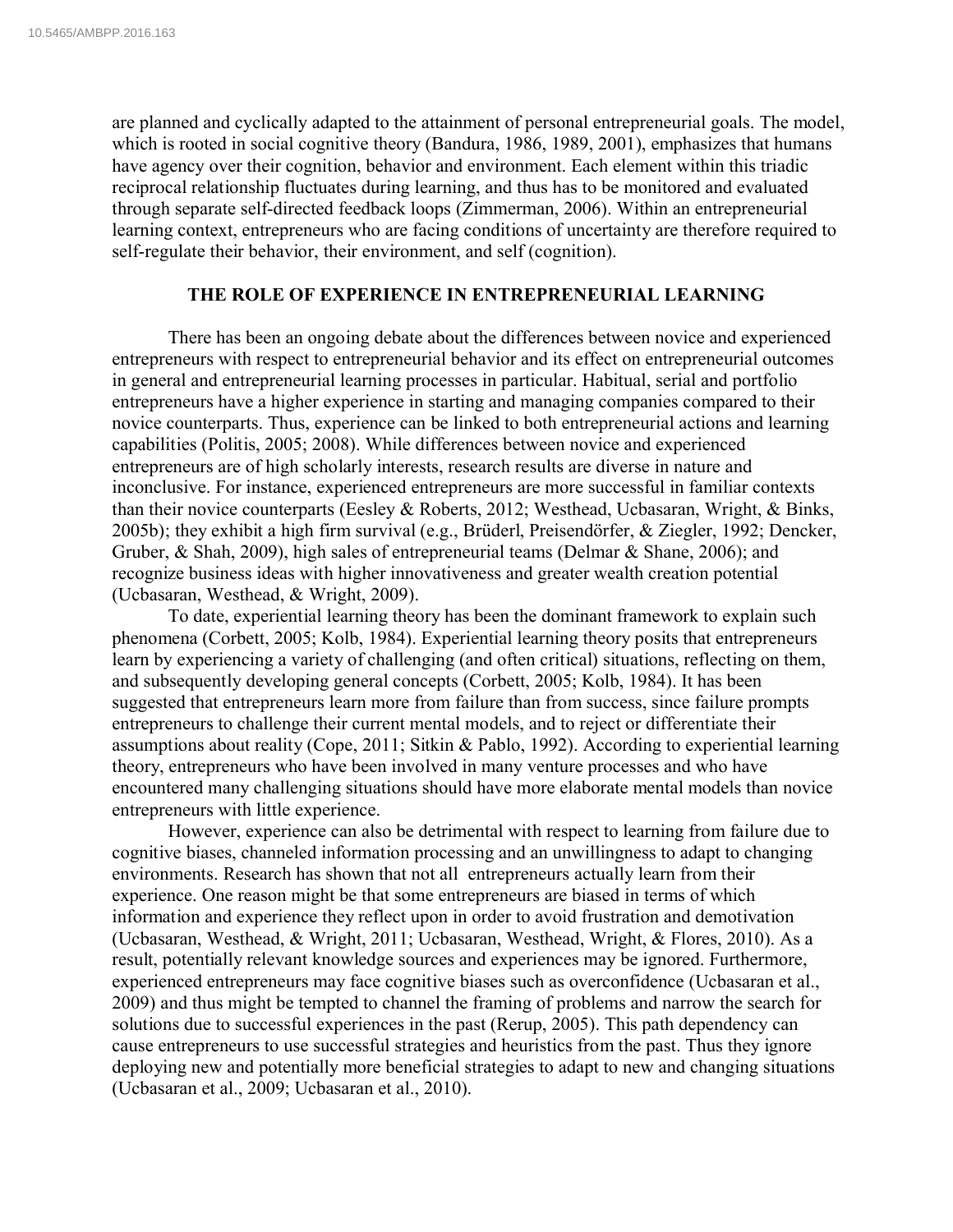are planned and cyclically adapted to the attainment of personal entrepreneurial goals. The model, which is rooted in social cognitive theory (Bandura, 1986, 1989, 2001), emphasizes that humans have agency over their cognition, behavior and environment. Each element within this triadic reciprocal relationship fluctuates during learning, and thus has to be monitored and evaluated through separate self-directed feedback loops (Zimmerman, 2006). Within an entrepreneurial learning context, entrepreneurs who are facing conditions of uncertainty are therefore required to self-regulate their behavior, their environment, and self (cognition).

## THE ROLE OF EXPERIENCE IN ENTREPRENEURIAL LEARNING

There has been an ongoing debate about the differences between novice and experienced entrepreneurs with respect to entrepreneurial behavior and its effect on entrepreneurial outcomes in general and entrepreneurial learning processes in particular. Habitual, serial and portfolio entrepreneurs have a higher experience in starting and managing companies compared to their novice counterparts. Thus, experience can be linked to both entrepreneurial actions and learning capabilities (Politis, 2005; 2008). While differences between novice and experienced entrepreneurs are of high scholarly interests, research results are diverse in nature and inconclusive. For instance, experienced entrepreneurs are more successful in familiar contexts than their novice counterparts (Eesley & Roberts, 2012; Westhead, Ucbasaran, Wright, & Binks, 2005b); they exhibit a high firm survival (e.g., Brüderl, Preisendörfer, & Ziegler, 1992; Dencker, Gruber, & Shah, 2009), high sales of entrepreneurial teams (Delmar & Shane, 2006); and recognize business ideas with higher innovativeness and greater wealth creation potential (Ucbasaran, Westhead, & Wright, 2009).

To date, experiential learning theory has been the dominant framework to explain such phenomena (Corbett, 2005; Kolb, 1984). Experiential learning theory posits that entrepreneurs learn by experiencing a variety of challenging (and often critical) situations, reflecting on them, and subsequently developing general concepts (Corbett, 2005; Kolb, 1984). It has been suggested that entrepreneurs learn more from failure than from success, since failure prompts entrepreneurs to challenge their current mental models, and to reject or differentiate their assumptions about reality (Cope, 2011; Sitkin & Pablo, 1992). According to experiential learning theory, entrepreneurs who have been involved in many venture processes and who have encountered many challenging situations should have more elaborate mental models than novice entrepreneurs with little experience.

However, experience can also be detrimental with respect to learning from failure due to cognitive biases, channeled information processing and an unwillingness to adapt to changing environments. Research has shown that not all entrepreneurs actually learn from their experience. One reason might be that some entrepreneurs are biased in terms of which information and experience they reflect upon in order to avoid frustration and demotivation (Ucbasaran, Westhead, & Wright, 2011; Ucbasaran, Westhead, Wright, & Flores, 2010). As a result, potentially relevant knowledge sources and experiences may be ignored. Furthermore, experienced entrepreneurs may face cognitive biases such as overconfidence (Ucbasaran et al., 2009) and thus might be tempted to channel the framing of problems and narrow the search for solutions due to successful experiences in the past (Rerup, 2005). This path dependency can cause entrepreneurs to use successful strategies and heuristics from the past. Thus they ignore deploying new and potentially more beneficial strategies to adapt to new and changing situations (Ucbasaran et al., 2009; Ucbasaran et al., 2010).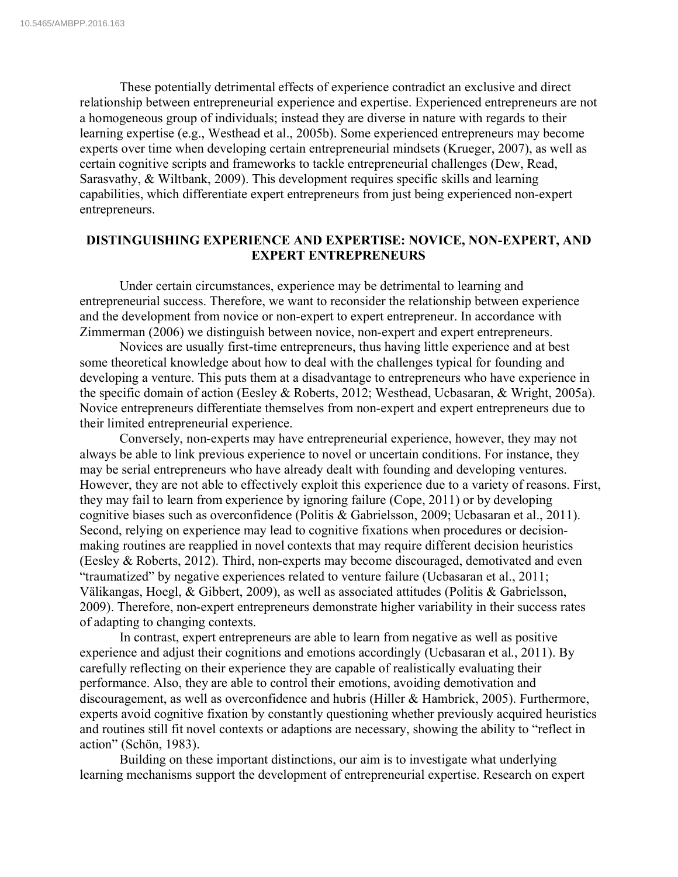These potentially detrimental effects of experience contradict an exclusive and direct relationship between entrepreneurial experience and expertise. Experienced entrepreneurs are not a homogeneous group of individuals; instead they are diverse in nature with regards to their learning expertise (e.g., Westhead et al., 2005b). Some experienced entrepreneurs may become experts over time when developing certain entrepreneurial mindsets (Krueger, 2007), as well as certain cognitive scripts and frameworks to tackle entrepreneurial challenges (Dew, Read, Sarasvathy, & Wiltbank, 2009). This development requires specific skills and learning capabilities, which differentiate expert entrepreneurs from just being experienced non-expert entrepreneurs.

## DISTINGUISHING EXPERIENCE AND EXPERTISE: NOVICE, NON-EXPERT, AND EXPERT ENTREPRENEURS

Under certain circumstances, experience may be detrimental to learning and entrepreneurial success. Therefore, we want to reconsider the relationship between experience and the development from novice or non-expert to expert entrepreneur. In accordance with Zimmerman (2006) we distinguish between novice, non-expert and expert entrepreneurs.

Novices are usually first-time entrepreneurs, thus having little experience and at best some theoretical knowledge about how to deal with the challenges typical for founding and developing a venture. This puts them at a disadvantage to entrepreneurs who have experience in the specific domain of action (Eesley & Roberts, 2012; Westhead, Ucbasaran, & Wright, 2005a). Novice entrepreneurs differentiate themselves from non-expert and expert entrepreneurs due to their limited entrepreneurial experience.

Conversely, non-experts may have entrepreneurial experience, however, they may not always be able to link previous experience to novel or uncertain conditions. For instance, they may be serial entrepreneurs who have already dealt with founding and developing ventures. However, they are not able to effectively exploit this experience due to a variety of reasons. First, they may fail to learn from experience by ignoring failure (Cope, 2011) or by developing cognitive biases such as overconfidence (Politis & Gabrielsson, 2009; Ucbasaran et al., 2011). Second, relying on experience may lead to cognitive fixations when procedures or decision-making routines are reapplied in novel contexts that may require different decision heuristics (Eesley & Roberts, 2012). Third, non-experts may become discouraged, demotivated and even "traumatized" by negative experiences related to venture failure (Ucbasaran et al., 2011; Välikangas, Hoegl, & Gibbert, 2009), as well as associated attitudes (Politis & Gabrielsson, 2009). Therefore, non-expert entrepreneurs demonstrate higher variability in their success rates of adapting to changing contexts.

In contrast, expert entrepreneurs are able to learn from negative as well as positive experience and adjust their cognitions and emotions accordingly (Ucbasaran et al., 2011). By carefully reflecting on their experience they are capable of realistically evaluating their performance. Also, they are able to control their emotions, avoiding demotivation and discouragement, as well as overconfidence and hubris (Hiller & Hambrick, 2005). Furthermore, experts avoid cognitive fixation by constantly questioning whether previously acquired heuristics and routines still fit novel contexts or adaptions are necessary, showing the ability to "reflect in action" (Schön, 1983).

Building on these important distinctions, our aim is to investigate what underlying learning mechanisms support the development of entrepreneurial expertise. Research on expert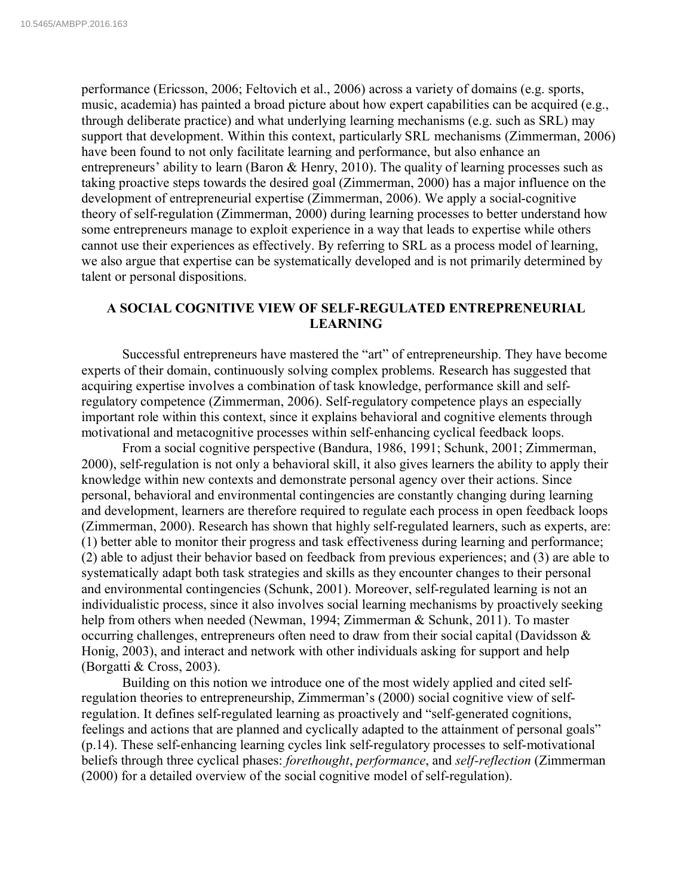performance (Ericsson, 2006; Feltovich et al., 2006) across a variety of domains (e.g. sports, music, academia) has painted a broad picture about how expert capabilities can be acquired (e.g., through deliberate practice) and what underlying learning mechanisms (e.g. such as SRL) may support that development. Within this context, particularly SRL mechanisms (Zimmerman, 2006) have been found to not only facilitate learning and performance, but also enhance an entrepreneurs' ability to learn (Baron & Henry, 2010). The quality of learning processes such as taking proactive steps towards the desired goal (Zimmerman, 2000) has a major influence on the development of entrepreneurial expertise (Zimmerman, 2006). We apply a social-cognitive theory of self-regulation (Zimmerman, 2000) during learning processes to better understand how some entrepreneurs manage to exploit experience in a way that leads to expertise while others cannot use their experiences as effectively. By referring to SRL as a process model of learning, we also argue that expertise can be systematically developed and is not primarily determined by talent or personal dispositions.

## A SOCIAL COGNITIVE VIEW OF SELF-REGULATED ENTREPRENEURIAL LEARNING

Successful entrepreneurs have mastered the "art" of entrepreneurship. They have become experts of their domain, continuously solving complex problems. Research has suggested that acquiring expertise involves a combination of task knowledge, performance skill and self-regulatory competence (Zimmerman, 2006). Self-regulatory competence plays an especially important role within this context, since it explains behavioral and cognitive elements through motivational and metacognitive processes within self-enhancing cyclical feedback loops.

From a social cognitive perspective (Bandura, 1986, 1991; Schunk, 2001; Zimmerman, 2000), self-regulation is not only a behavioral skill, it also gives learners the ability to apply their knowledge within new contexts and demonstrate personal agency over their actions. Since personal, behavioral and environmental contingencies are constantly changing during learning and development, learners are therefore required to regulate each process in open feedback loops (Zimmerman, 2000). Research has shown that highly self-regulated learners, such as experts, are: (1) better able to monitor their progress and task effectiveness during learning and performance; (2) able to adjust their behavior based on feedback from previous experiences; and (3) are able to systematically adapt both task strategies and skills as they encounter changes to their personal and environmental contingencies (Schunk, 2001). Moreover, self-regulated learning is not an individualistic process, since it also involves social learning mechanisms by proactively seeking help from others when needed (Newman, 1994; Zimmerman & Schunk, 2011). To master occurring challenges, entrepreneurs often need to draw from their social capital (Davidsson & Honig, 2003), and interact and network with other individuals asking for support and help (Borgatti & Cross, 2003).

Building on this notion we introduce one of the most widely applied and cited self-regulation theories to entrepreneurship, Zimmerman's (2000) social cognitive view of self-regulation. It defines self-regulated learning as proactively and "self-generated cognitions, feelings and actions that are planned and cyclically adapted to the attainment of personal goals" (p.14). These self-enhancing learning cycles link self-regulatory processes to self-motivational beliefs through three cyclical phases: *forethought*, *performance*, and *self-reflection* (Zimmerman (2000) for a detailed overview of the social cognitive model of self-regulation).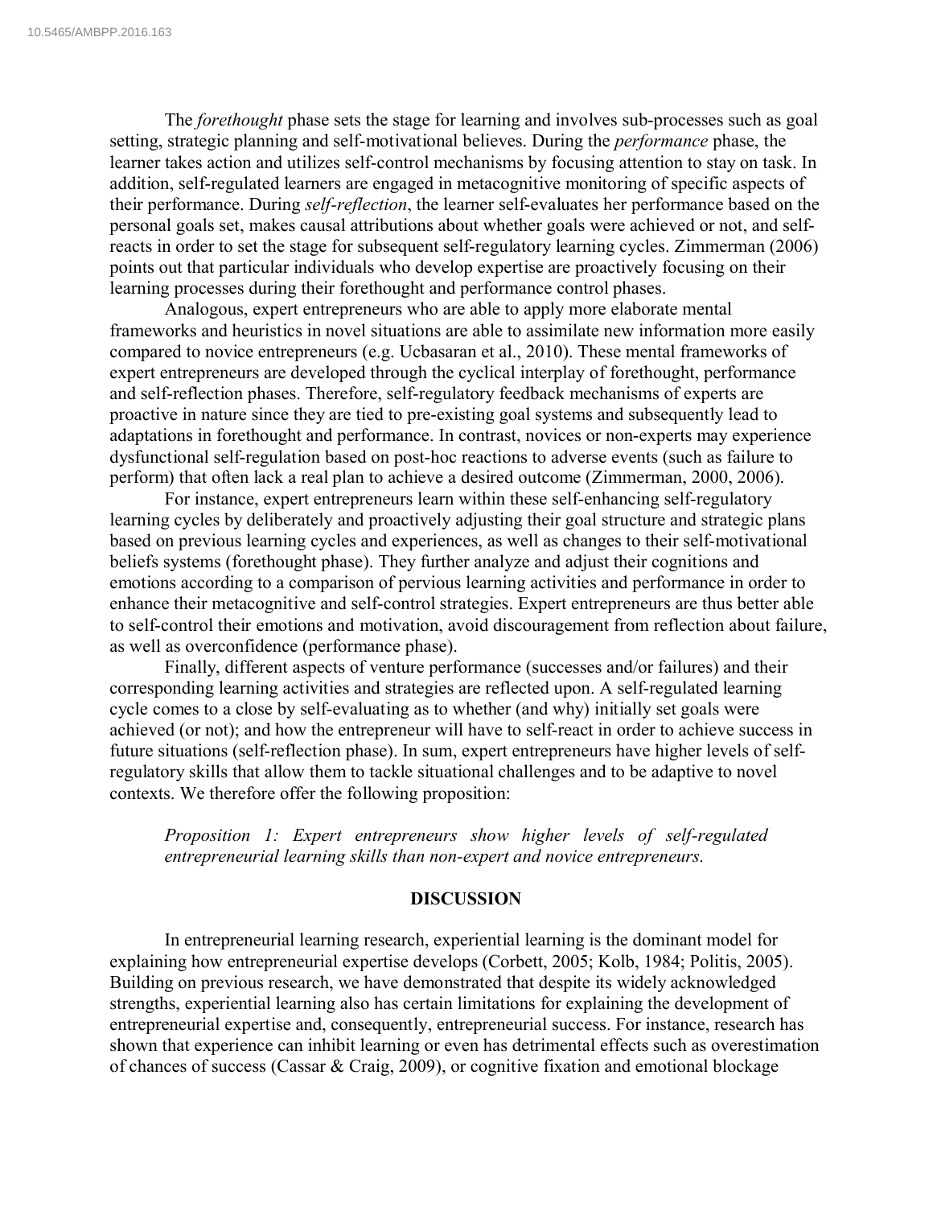The *forethought* phase sets the stage for learning and involves sub-processes such as goal setting, strategic planning and self-motivational believes. During the *performance* phase, the learner takes action and utilizes self-control mechanisms by focusing attention to stay on task. In addition, self-regulated learners are engaged in metacognitive monitoring of specific aspects of their performance. During *self-reflection*, the learner self-evaluates her performance based on the personal goals set, makes causal attributions about whether goals were achieved or not, and self-reacts in order to set the stage for subsequent self-regulatory learning cycles. Zimmerman (2006) points out that particular individuals who develop expertise are proactively focusing on their learning processes during their forethought and performance control phases.

Analogous, expert entrepreneurs who are able to apply more elaborate mental frameworks and heuristics in novel situations are able to assimilate new information more easily compared to novice entrepreneurs (e.g. Ucbasaran et al., 2010). These mental frameworks of expert entrepreneurs are developed through the cyclical interplay of forethought, performance and self-reflection phases. Therefore, self-regulatory feedback mechanisms of experts are proactive in nature since they are tied to pre-existing goal systems and subsequently lead to adaptations in forethought and performance. In contrast, novices or non-experts may experience dysfunctional self-regulation based on post-hoc reactions to adverse events (such as failure to perform) that often lack a real plan to achieve a desired outcome (Zimmerman, 2000, 2006).

For instance, expert entrepreneurs learn within these self-enhancing self-regulatory learning cycles by deliberately and proactively adjusting their goal structure and strategic plans based on previous learning cycles and experiences, as well as changes to their self-motivational beliefs systems (forethought phase). They further analyze and adjust their cognitions and emotions according to a comparison of pervious learning activities and performance in order to enhance their metacognitive and self-control strategies. Expert entrepreneurs are thus better able to self-control their emotions and motivation, avoid discouragement from reflection about failure, as well as overconfidence (performance phase).

Finally, different aspects of venture performance (successes and/or failures) and their corresponding learning activities and strategies are reflected upon. A self-regulated learning cycle comes to a close by self-evaluating as to whether (and why) initially set goals were achieved (or not); and how the entrepreneur will have to self-react in order to achieve success in future situations (self-reflection phase). In sum, expert entrepreneurs have higher levels of self-regulatory skills that allow them to tackle situational challenges and to be adaptive to novel contexts. We therefore offer the following proposition:

> *Proposition 1: Expert entrepreneurs show higher levels of self-regulated entrepreneurial learning skills than non-expert and novice entrepreneurs.*

## DISCUSSION

In entrepreneurial learning research, experiential learning is the dominant model for explaining how entrepreneurial expertise develops (Corbett, 2005; Kolb, 1984; Politis, 2005). Building on previous research, we have demonstrated that despite its widely acknowledged strengths, experiential learning also has certain limitations for explaining the development of entrepreneurial expertise and, consequently, entrepreneurial success. For instance, research has shown that experience can inhibit learning or even has detrimental effects such as overestimation of chances of success (Cassar & Craig, 2009), or cognitive fixation and emotional blockage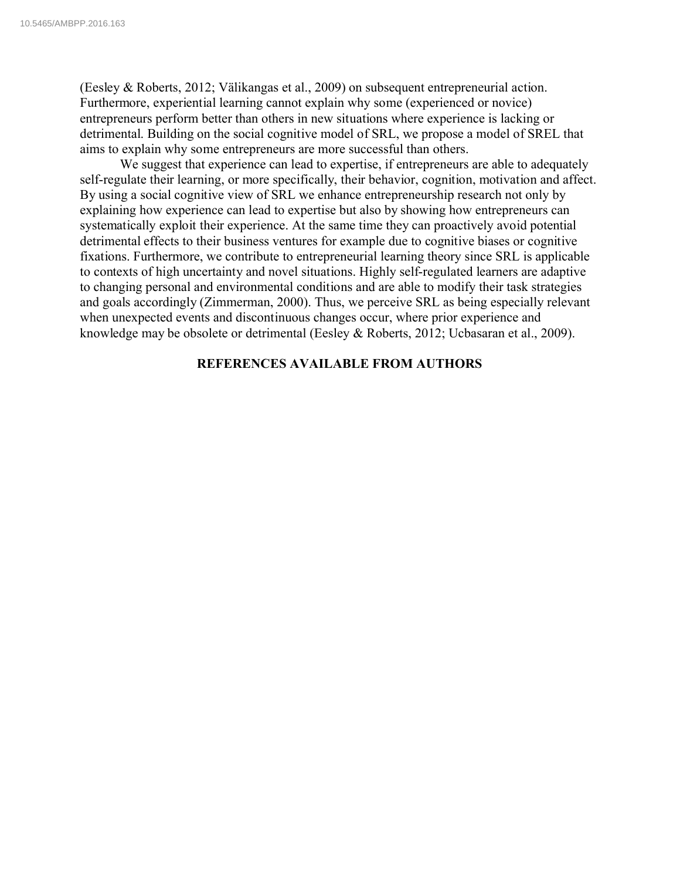(Eesley & Roberts, 2012; Välikangas et al., 2009) on subsequent entrepreneurial action. Furthermore, experiential learning cannot explain why some (experienced or novice) entrepreneurs perform better than others in new situations where experience is lacking or detrimental. Building on the social cognitive model of SRL, we propose a model of SREL that aims to explain why some entrepreneurs are more successful than others.

We suggest that experience can lead to expertise, if entrepreneurs are able to adequately self-regulate their learning, or more specifically, their behavior, cognition, motivation and affect. By using a social cognitive view of SRL we enhance entrepreneurship research not only by explaining how experience can lead to expertise but also by showing how entrepreneurs can systematically exploit their experience. At the same time they can proactively avoid potential detrimental effects to their business ventures for example due to cognitive biases or cognitive fixations. Furthermore, we contribute to entrepreneurial learning theory since SRL is applicable to contexts of high uncertainty and novel situations. Highly self-regulated learners are adaptive to changing personal and environmental conditions and are able to modify their task strategies and goals accordingly (Zimmerman, 2000). Thus, we perceive SRL as being especially relevant when unexpected events and discontinuous changes occur, where prior experience and knowledge may be obsolete or detrimental (Eesley & Roberts, 2012; Ucbasaran et al., 2009).

**REFERENCES AVAILABLE FROM AUTHORS**